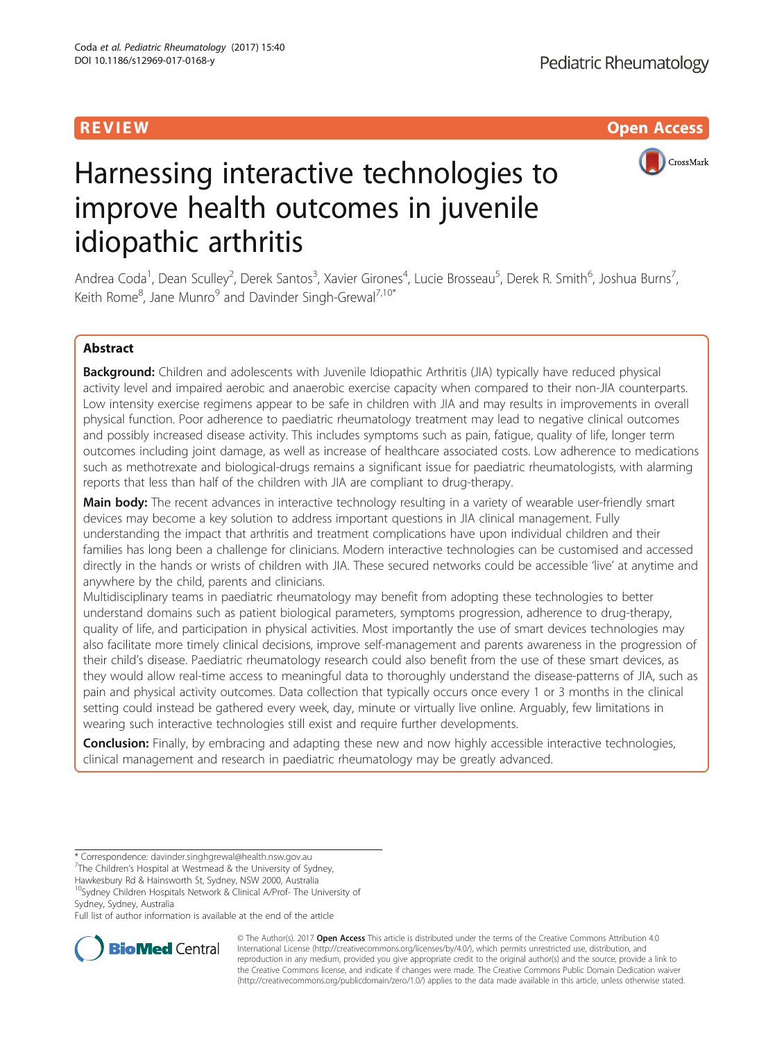REVIEW Open Access

# Harnessing interactive technologies to improve health outcomes in juvenile idiopathic arthritis

Andrea Coda[1], Dean Sculley[2], Derek Santos[3], Xavier Girones[4], Lucie Brosseau[5], Derek R. Smith[6], Joshua Burns[7], Keith Rome[8], Jane Munro[9] and Davinder Singh-Grewal[7,10*]

## Abstract

**Background:** Children and adolescents with Juvenile Idiopathic Arthritis (JIA) typically have reduced physical activity level and impaired aerobic and anaerobic exercise capacity when compared to their non-JIA counterparts. Low intensity exercise regimens appear to be safe in children with JIA and may results in improvements in overall physical function. Poor adherence to paediatric rheumatology treatment may lead to negative clinical outcomes and possibly increased disease activity. This includes symptoms such as pain, fatigue, quality of life, longer term outcomes including joint damage, as well as increase of healthcare associated costs. Low adherence to medications such as methotrexate and biological-drugs remains a significant issue for paediatric rheumatologists, with alarming reports that less than half of the children with JIA are compliant to drug-therapy.

**Main body:** The recent advances in interactive technology resulting in a variety of wearable user-friendly smart devices may become a key solution to address important questions in JIA clinical management. Fully understanding the impact that arthritis and treatment complications have upon individual children and their families has long been a challenge for clinicians. Modern interactive technologies can be customised and accessed directly in the hands or wrists of children with JIA. These secured networks could be accessible 'live' at anytime and anywhere by the child, parents and clinicians.

Multidisciplinary teams in paediatric rheumatology may benefit from adopting these technologies to better understand domains such as patient biological parameters, symptoms progression, adherence to drug-therapy, quality of life, and participation in physical activities. Most importantly the use of smart devices technologies may also facilitate more timely clinical decisions, improve self-management and parents awareness in the progression of their child's disease. Paediatric rheumatology research could also benefit from the use of these smart devices, as they would allow real-time access to meaningful data to thoroughly understand the disease-patterns of JIA, such as pain and physical activity outcomes. Data collection that typically occurs once every 1 or 3 months in the clinical setting could instead be gathered every week, day, minute or virtually live online. Arguably, few limitations in wearing such interactive technologies still exist and require further developments.

**Conclusion:** Finally, by embracing and adapting these new and now highly accessible interactive technologies, clinical management and research in paediatric rheumatology may be greatly advanced.

\* Correspondence: davinder.singhgrewal@health.nsw.gov.au
[7]The Children's Hospital at Westmead & the University of Sydney, Hawkesbury Rd & Hainsworth St, Sydney, NSW 2000, Australia
[10]Sydney Children Hospitals Network & Clinical A/Prof- The University of Sydney, Sydney, Australia
Full list of author information is available at the end of the article

© The Author(s). 2017 **Open Access** This article is distributed under the terms of the Creative Commons Attribution 4.0 International License (http://creativecommons.org/licenses/by/4.0/), which permits unrestricted use, distribution, and reproduction in any medium, provided you give appropriate credit to the original author(s) and the source, provide a link to the Creative Commons license, and indicate if changes were made. The Creative Commons Public Domain Dedication waiver (http://creativecommons.org/publicdomain/zero/1.0/) applies to the data made available in this article, unless otherwise stated.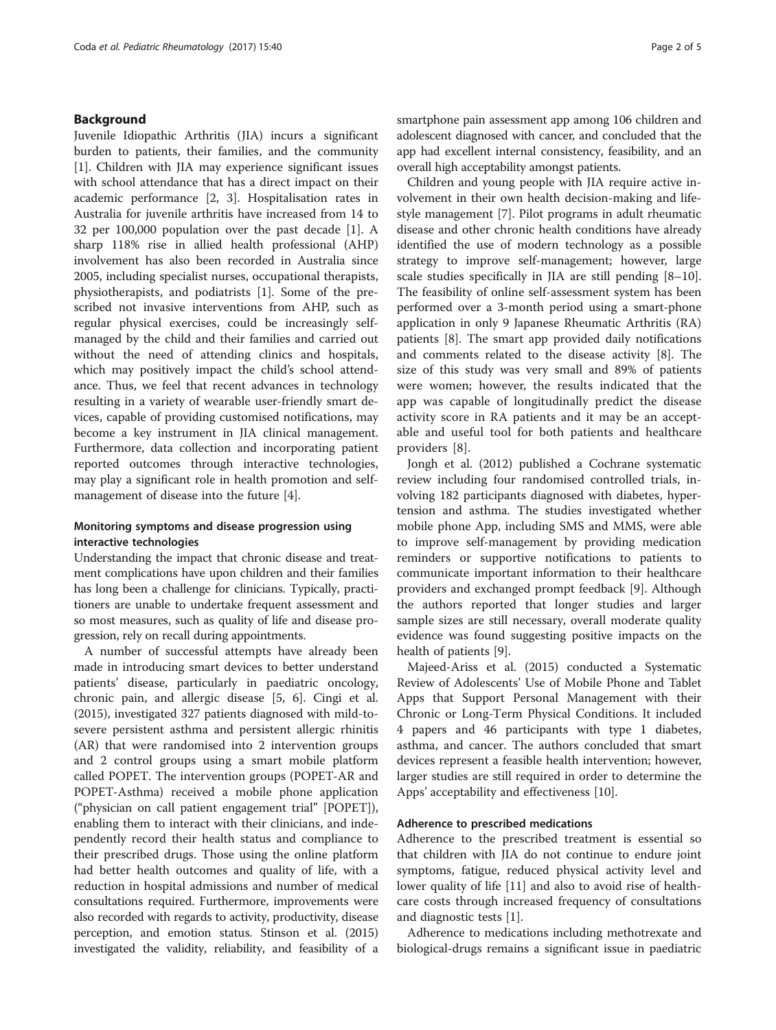## Background

Juvenile Idiopathic Arthritis (JIA) incurs a significant burden to patients, their families, and the community [1]. Children with JIA may experience significant issues with school attendance that has a direct impact on their academic performance [2, 3]. Hospitalisation rates in Australia for juvenile arthritis have increased from 14 to 32 per 100,000 population over the past decade [1]. A sharp 118% rise in allied health professional (AHP) involvement has also been recorded in Australia since 2005, including specialist nurses, occupational therapists, physiotherapists, and podiatrists [1]. Some of the prescribed not invasive interventions from AHP, such as regular physical exercises, could be increasingly self-managed by the child and their families and carried out without the need of attending clinics and hospitals, which may positively impact the child's school attendance. Thus, we feel that recent advances in technology resulting in a variety of wearable user-friendly smart devices, capable of providing customised notifications, may become a key instrument in JIA clinical management. Furthermore, data collection and incorporating patient reported outcomes through interactive technologies, may play a significant role in health promotion and self-management of disease into the future [4].

### Monitoring symptoms and disease progression using interactive technologies

Understanding the impact that chronic disease and treatment complications have upon children and their families has long been a challenge for clinicians. Typically, practitioners are unable to undertake frequent assessment and so most measures, such as quality of life and disease progression, rely on recall during appointments.

A number of successful attempts have already been made in introducing smart devices to better understand patients' disease, particularly in paediatric oncology, chronic pain, and allergic disease [5, 6]. Cingi et al. (2015), investigated 327 patients diagnosed with mild-to-severe persistent asthma and persistent allergic rhinitis (AR) that were randomised into 2 intervention groups and 2 control groups using a smart mobile platform called POPET. The intervention groups (POPET-AR and POPET-Asthma) received a mobile phone application ("physician on call patient engagement trial" [POPET]), enabling them to interact with their clinicians, and independently record their health status and compliance to their prescribed drugs. Those using the online platform had better health outcomes and quality of life, with a reduction in hospital admissions and number of medical consultations required. Furthermore, improvements were also recorded with regards to activity, productivity, disease perception, and emotion status. Stinson et al. (2015) investigated the validity, reliability, and feasibility of a smartphone pain assessment app among 106 children and adolescent diagnosed with cancer, and concluded that the app had excellent internal consistency, feasibility, and an overall high acceptability amongst patients.

Children and young people with JIA require active involvement in their own health decision-making and lifestyle management [7]. Pilot programs in adult rheumatic disease and other chronic health conditions have already identified the use of modern technology as a possible strategy to improve self-management; however, large scale studies specifically in JIA are still pending [8–10]. The feasibility of online self-assessment system has been performed over a 3-month period using a smart-phone application in only 9 Japanese Rheumatic Arthritis (RA) patients [8]. The smart app provided daily notifications and comments related to the disease activity [8]. The size of this study was very small and 89% of patients were women; however, the results indicated that the app was capable of longitudinally predict the disease activity score in RA patients and it may be an acceptable and useful tool for both patients and healthcare providers [8].

Jongh et al. (2012) published a Cochrane systematic review including four randomised controlled trials, involving 182 participants diagnosed with diabetes, hypertension and asthma. The studies investigated whether mobile phone App, including SMS and MMS, were able to improve self-management by providing medication reminders or supportive notifications to patients to communicate important information to their healthcare providers and exchanged prompt feedback [9]. Although the authors reported that longer studies and larger sample sizes are still necessary, overall moderate quality evidence was found suggesting positive impacts on the health of patients [9].

Majeed-Ariss et al. (2015) conducted a Systematic Review of Adolescents' Use of Mobile Phone and Tablet Apps that Support Personal Management with their Chronic or Long-Term Physical Conditions. It included 4 papers and 46 participants with type 1 diabetes, asthma, and cancer. The authors concluded that smart devices represent a feasible health intervention; however, larger studies are still required in order to determine the Apps' acceptability and effectiveness [10].

### Adherence to prescribed medications

Adherence to the prescribed treatment is essential so that children with JIA do not continue to endure joint symptoms, fatigue, reduced physical activity level and lower quality of life [11] and also to avoid rise of healthcare costs through increased frequency of consultations and diagnostic tests [1].

Adherence to medications including methotrexate and biological-drugs remains a significant issue in paediatric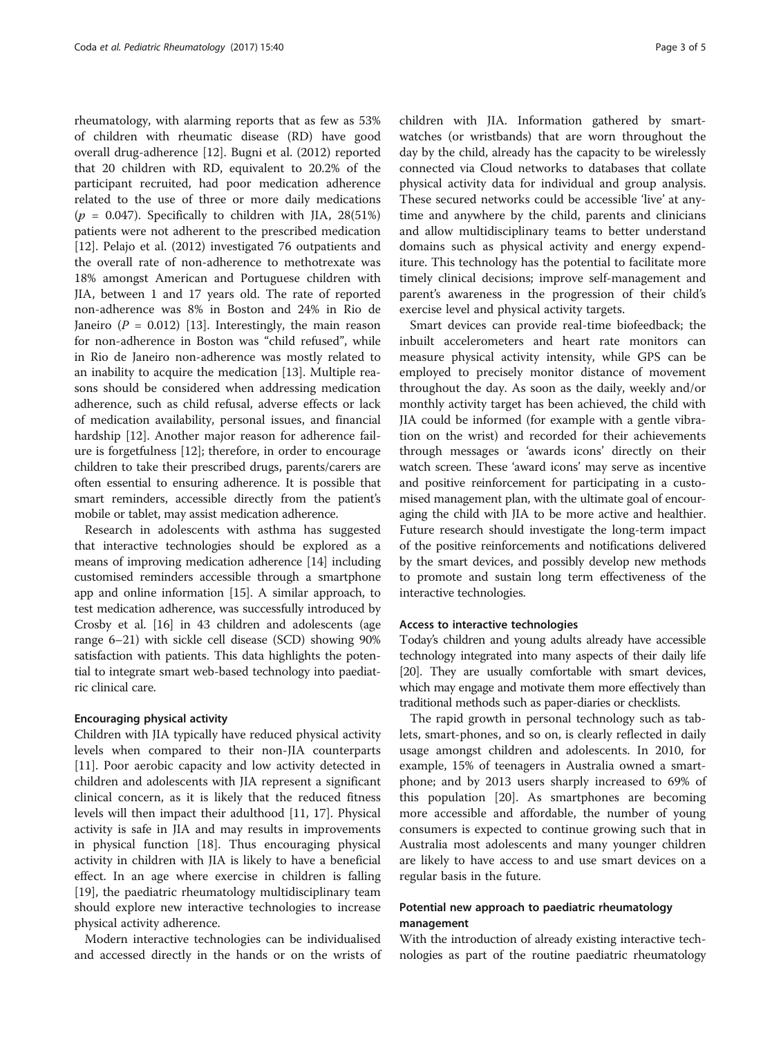rheumatology, with alarming reports that as few as 53% of children with rheumatic disease (RD) have good overall drug-adherence [12]. Bugni et al. (2012) reported that 20 children with RD, equivalent to 20.2% of the participant recruited, had poor medication adherence related to the use of three or more daily medications ($p = 0.047$). Specifically to children with JIA, 28(51%) patients were not adherent to the prescribed medication [12]. Pelajo et al. (2012) investigated 76 outpatients and the overall rate of non-adherence to methotrexate was 18% amongst American and Portuguese children with JIA, between 1 and 17 years old. The rate of reported non-adherence was 8% in Boston and 24% in Rio de Janeiro ($P = 0.012$) [13]. Interestingly, the main reason for non-adherence in Boston was "child refused", while in Rio de Janeiro non-adherence was mostly related to an inability to acquire the medication [13]. Multiple reasons should be considered when addressing medication adherence, such as child refusal, adverse effects or lack of medication availability, personal issues, and financial hardship [12]. Another major reason for adherence failure is forgetfulness [12]; therefore, in order to encourage children to take their prescribed drugs, parents/carers are often essential to ensuring adherence. It is possible that smart reminders, accessible directly from the patient's mobile or tablet, may assist medication adherence.

Research in adolescents with asthma has suggested that interactive technologies should be explored as a means of improving medication adherence [14] including customised reminders accessible through a smartphone app and online information [15]. A similar approach, to test medication adherence, was successfully introduced by Crosby et al. [16] in 43 children and adolescents (age range 6–21) with sickle cell disease (SCD) showing 90% satisfaction with patients. This data highlights the potential to integrate smart web-based technology into paediatric clinical care.

#### Encouraging physical activity

Children with JIA typically have reduced physical activity levels when compared to their non-JIA counterparts [11]. Poor aerobic capacity and low activity detected in children and adolescents with JIA represent a significant clinical concern, as it is likely that the reduced fitness levels will then impact their adulthood [11, 17]. Physical activity is safe in JIA and may results in improvements in physical function [18]. Thus encouraging physical activity in children with JIA is likely to have a beneficial effect. In an age where exercise in children is falling [19], the paediatric rheumatology multidisciplinary team should explore new interactive technologies to increase physical activity adherence.

Modern interactive technologies can be individualised and accessed directly in the hands or on the wrists of children with JIA. Information gathered by smartwatches (or wristbands) that are worn throughout the day by the child, already has the capacity to be wirelessly connected via Cloud networks to databases that collate physical activity data for individual and group analysis. These secured networks could be accessible 'live' at anytime and anywhere by the child, parents and clinicians and allow multidisciplinary teams to better understand domains such as physical activity and energy expenditure. This technology has the potential to facilitate more timely clinical decisions; improve self-management and parent's awareness in the progression of their child's exercise level and physical activity targets.

Smart devices can provide real-time biofeedback; the inbuilt accelerometers and heart rate monitors can measure physical activity intensity, while GPS can be employed to precisely monitor distance of movement throughout the day. As soon as the daily, weekly and/or monthly activity target has been achieved, the child with JIA could be informed (for example with a gentle vibration on the wrist) and recorded for their achievements through messages or 'awards icons' directly on their watch screen. These 'award icons' may serve as incentive and positive reinforcement for participating in a customised management plan, with the ultimate goal of encouraging the child with JIA to be more active and healthier. Future research should investigate the long-term impact of the positive reinforcements and notifications delivered by the smart devices, and possibly develop new methods to promote and sustain long term effectiveness of the interactive technologies.

#### Access to interactive technologies

Today's children and young adults already have accessible technology integrated into many aspects of their daily life [20]. They are usually comfortable with smart devices, which may engage and motivate them more effectively than traditional methods such as paper-diaries or checklists.

The rapid growth in personal technology such as tablets, smart-phones, and so on, is clearly reflected in daily usage amongst children and adolescents. In 2010, for example, 15% of teenagers in Australia owned a smartphone; and by 2013 users sharply increased to 69% of this population [20]. As smartphones are becoming more accessible and affordable, the number of young consumers is expected to continue growing such that in Australia most adolescents and many younger children are likely to have access to and use smart devices on a regular basis in the future.

### Potential new approach to paediatric rheumatology management

With the introduction of already existing interactive technologies as part of the routine paediatric rheumatology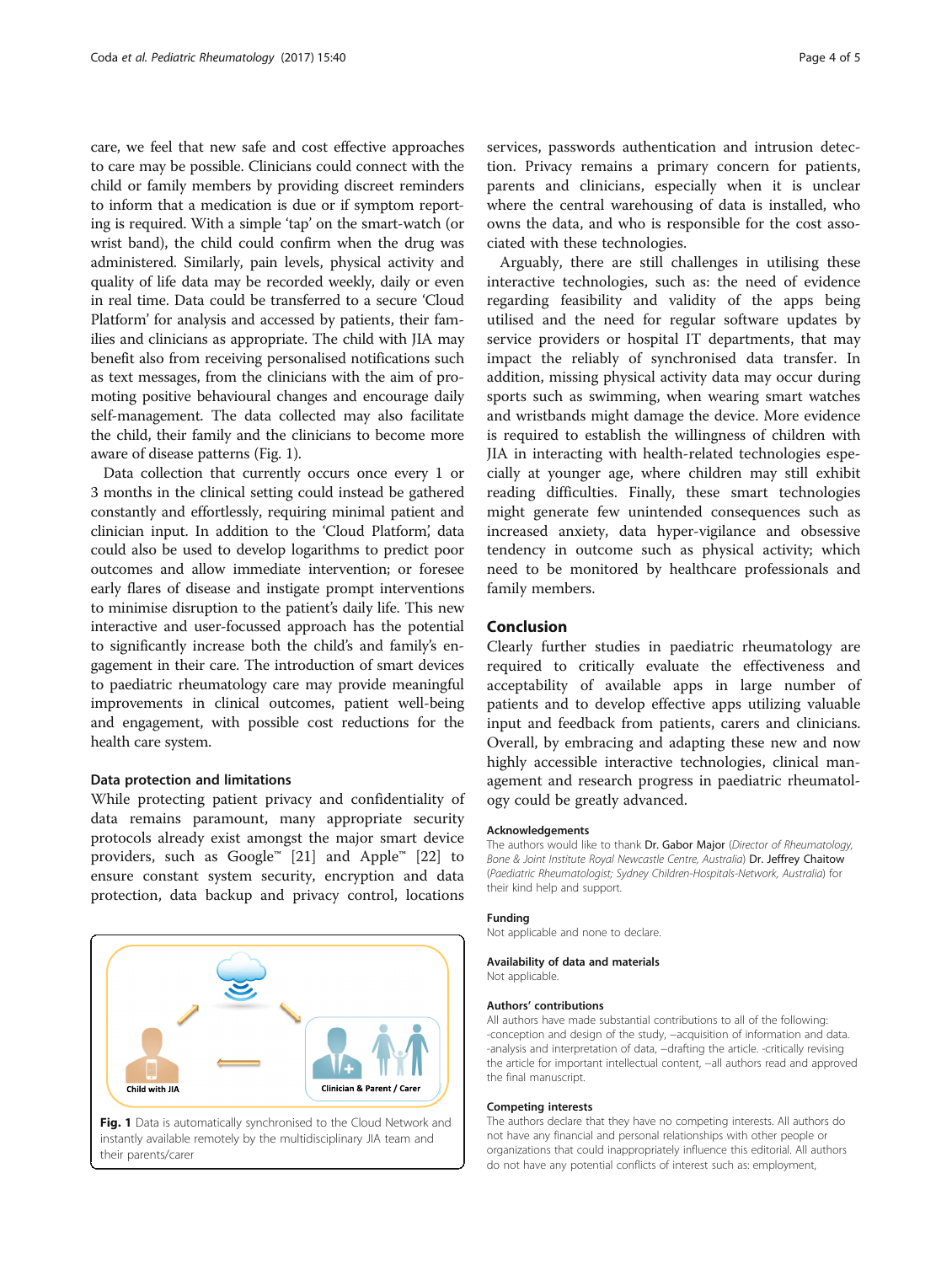care, we feel that new safe and cost effective approaches to care may be possible. Clinicians could connect with the child or family members by providing discreet reminders to inform that a medication is due or if symptom reporting is required. With a simple 'tap' on the smart-watch (or wrist band), the child could confirm when the drug was administered. Similarly, pain levels, physical activity and quality of life data may be recorded weekly, daily or even in real time. Data could be transferred to a secure 'Cloud Platform' for analysis and accessed by patients, their families and clinicians as appropriate. The child with JIA may benefit also from receiving personalised notifications such as text messages, from the clinicians with the aim of promoting positive behavioural changes and encourage daily self-management. The data collected may also facilitate the child, their family and the clinicians to become more aware of disease patterns (Fig. 1).

Data collection that currently occurs once every 1 or 3 months in the clinical setting could instead be gathered constantly and effortlessly, requiring minimal patient and clinician input. In addition to the 'Cloud Platform', data could also be used to develop logarithms to predict poor outcomes and allow immediate intervention; or foresee early flares of disease and instigate prompt interventions to minimise disruption to the patient's daily life. This new interactive and user-focussed approach has the potential to significantly increase both the child's and family's engagement in their care. The introduction of smart devices to paediatric rheumatology care may provide meaningful improvements in clinical outcomes, patient well-being and engagement, with possible cost reductions for the health care system.

### Data protection and limitations

While protecting patient privacy and confidentiality of data remains paramount, many appropriate security protocols already exist amongst the major smart device providers, such as Google™ [21] and Apple™ [22] to ensure constant system security, encryption and data protection, data backup and privacy control, locations services, passwords authentication and intrusion detection. Privacy remains a primary concern for patients, parents and clinicians, especially when it is unclear where the central warehousing of data is installed, who owns the data, and who is responsible for the cost associated with these technologies.

Arguably, there are still challenges in utilising these interactive technologies, such as: the need of evidence regarding feasibility and validity of the apps being utilised and the need for regular software updates by service providers or hospital IT departments, that may impact the reliably of synchronised data transfer. In addition, missing physical activity data may occur during sports such as swimming, when wearing smart watches and wristbands might damage the device. More evidence is required to establish the willingness of children with JIA in interacting with health-related technologies especially at younger age, where children may still exhibit reading difficulties. Finally, these smart technologies might generate few unintended consequences such as increased anxiety, data hyper-vigilance and obsessive tendency in outcome such as physical activity; which need to be monitored by healthcare professionals and family members.

**Fig. 1** Data is automatically synchronised to the Cloud Network and instantly available remotely by the multidisciplinary JIA team and their parents/carer

## Conclusion

Clearly further studies in paediatric rheumatology are required to critically evaluate the effectiveness and acceptability of available apps in large number of patients and to develop effective apps utilizing valuable input and feedback from patients, carers and clinicians. Overall, by embracing and adapting these new and now highly accessible interactive technologies, clinical management and research progress in paediatric rheumatology could be greatly advanced.

#### Acknowledgements

The authors would like to thank Dr. Gabor Major (*Director of Rheumatology, Bone & Joint Institute Royal Newcastle Centre, Australia*) Dr. Jeffrey Chaitow (*Paediatric Rheumatologist; Sydney Children-Hospitals-Network, Australia*) for their kind help and support.

#### Funding

Not applicable and none to declare.

#### Availability of data and materials

Not applicable.

#### Authors' contributions

All authors have made substantial contributions to all of the following: -conception and design of the study, –acquisition of information and data. -analysis and interpretation of data, –drafting the article. -critically revising the article for important intellectual content, –all authors read and approved the final manuscript.

#### Competing interests

The authors declare that they have no competing interests. All authors do not have any financial and personal relationships with other people or organizations that could inappropriately influence this editorial. All authors do not have any potential conflicts of interest such as: employment,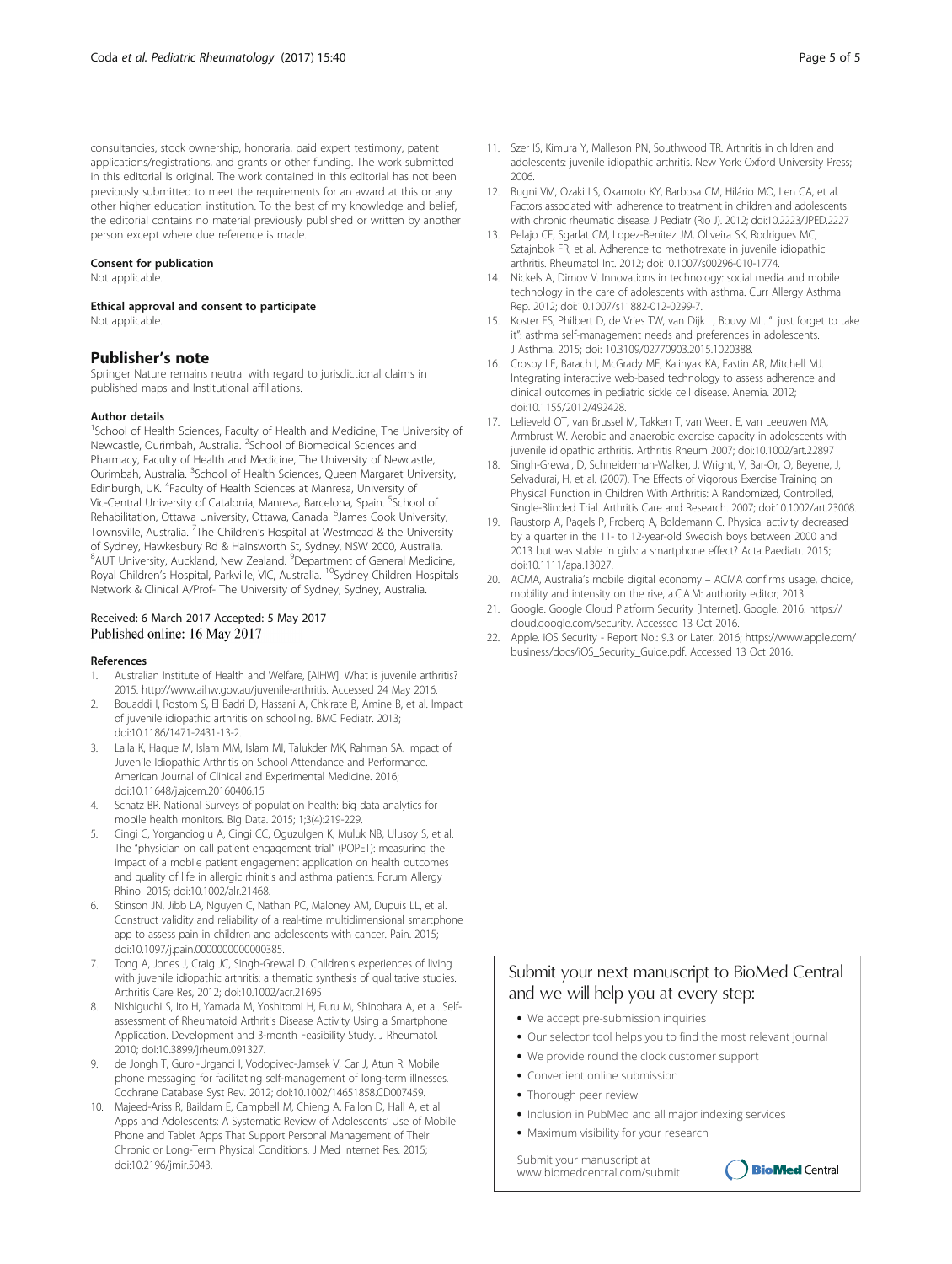consultancies, stock ownership, honoraria, paid expert testimony, patent applications/registrations, and grants or other funding. The work submitted in this editorial is original. The work contained in this editorial has not been previously submitted to meet the requirements for an award at this or any other higher education institution. To the best of my knowledge and belief, the editorial contains no material previously published or written by another person except where due reference is made.

#### Consent for publication
Not applicable.

#### Ethical approval and consent to participate
Not applicable.

## Publisher's note
Springer Nature remains neutral with regard to jurisdictional claims in published maps and institutional affiliations.

#### Author details
[1]School of Health Sciences, Faculty of Health and Medicine, The University of Newcastle, Ourimbah, Australia. [2]School of Biomedical Sciences and Pharmacy, Faculty of Health and Medicine, The University of Newcastle, Ourimbah, Australia. [3]School of Health Sciences, Queen Margaret University, Edinburgh, UK. [4]Faculty of Health Sciences at Manresa, University of Vic-Central University of Catalonia, Manresa, Barcelona, Spain. [5]School of Rehabilitation, Ottawa University, Ottawa, Canada. [6]James Cook University, Townsville, Australia. [7]The Children's Hospital at Westmead & the University of Sydney, Hawkesbury Rd & Hainsworth St, Sydney, NSW 2000, Australia. [8]AUT University, Auckland, New Zealand. [9]Department of General Medicine, Royal Children's Hospital, Parkville, VIC, Australia. [10]Sydney Children Hospitals Network & Clinical A/Prof- The University of Sydney, Sydney, Australia.

Received: 6 March 2017 Accepted: 5 May 2017
Published online: 16 May 2017

#### References
1. Australian Institute of Health and Welfare, [AIHW]. What is juvenile arthritis? 2015. http://www.aihw.gov.au/juvenile-arthritis. Accessed 24 May 2016.
2. Bouaddi I, Rostom S, El Badri D, Hassani A, Chkirate B, Amine B, et al. Impact of juvenile idiopathic arthritis on schooling. BMC Pediatr. 2013; doi:10.1186/1471-2431-13-2.
3. Laila K, Haque M, Islam MM, Islam MI, Talukder MK, Rahman SA. Impact of Juvenile Idiopathic Arthritis on School Attendance and Performance. American Journal of Clinical and Experimental Medicine. 2016; doi:10.11648/j.ajcem.20160406.15
4. Schatz BR. National Surveys of population health: big data analytics for mobile health monitors. Big Data. 2015; 1;3(4):219-229.
5. Cingi C, Yorgancioglu A, Cingi CC, Oguzulgen K, Muluk NB, Ulusoy S, et al. The "physician on call patient engagement trial" (POPET): measuring the impact of a mobile patient engagement application on health outcomes and quality of life in allergic rhinitis and asthma patients. Forum Allergy Rhinol 2015; doi:10.1002/alr.21468.
6. Stinson JN, Jibb LA, Nguyen C, Nathan PC, Maloney AM, Dupuis LL, et al. Construct validity and reliability of a real-time multidimensional smartphone app to assess pain in children and adolescents with cancer. Pain. 2015; doi:10.1097/j.pain.0000000000000385.
7. Tong A, Jones J, Craig JC, Singh-Grewal D. Children's experiences of living with juvenile idiopathic arthritis: a thematic synthesis of qualitative studies. Arthritis Care Res, 2012; doi:10.1002/acr.21695
8. Nishiguchi S, Ito H, Yamada M, Yoshitomi H, Furu M, Shinohara A, et al. Self-assessment of Rheumatoid Arthritis Disease Activity Using a Smartphone Application. Development and 3-month Feasibility Study. J Rheumatol. 2010; doi:10.3899/jrheum.091327.
9. de Jongh T, Gurol-Urganci I, Vodopivec-Jamsek V, Car J, Atun R. Mobile phone messaging for facilitating self-management of long-term illnesses. Cochrane Database Syst Rev. 2012; doi:10.1002/14651858.CD007459.
10. Majeed-Ariss R, Baildam E, Campbell M, Chieng A, Fallon D, Hall A, et al. Apps and Adolescents: A Systematic Review of Adolescents' Use of Mobile Phone and Tablet Apps That Support Personal Management of Their Chronic or Long-Term Physical Conditions. J Med Internet Res. 2015; doi:10.2196/jmir.5043.
11. Szer IS, Kimura Y, Malleson PN, Southwood TR. Arthritis in children and adolescents: juvenile idiopathic arthritis. New York: Oxford University Press; 2006.
12. Bugni VM, Ozaki LS, Okamoto KY, Barbosa CM, Hilário MO, Len CA, et al. Factors associated with adherence to treatment in children and adolescents with chronic rheumatic disease. J Pediatr (Rio J). 2012; doi:10.2223/JPED.2227
13. Pelajo CF, Sgarlat CM, Lopez-Benitez JM, Oliveira SK, Rodrigues MC, Sztajnbok FR, et al. Adherence to methotrexate in juvenile idiopathic arthritis. Rheumatol Int. 2012; doi:10.1007/s00296-010-1774.
14. Nickels A, Dimov V. Innovations in technology: social media and mobile technology in the care of adolescents with asthma. Curr Allergy Asthma Rep. 2012; doi:10.1007/s11882-012-0299-7.
15. Koster ES, Philbert D, de Vries TW, van Dijk L, Bouvy ML. "I just forget to take it": asthma self-management needs and preferences in adolescents. J Asthma. 2015; doi: 10.3109/02770903.2015.1020388.
16. Crosby LE, Barach I, McGrady ME, Kalinyak KA, Eastin AR, Mitchell MJ. Integrating interactive web-based technology to assess adherence and clinical outcomes in pediatric sickle cell disease. Anemia. 2012; doi:10.1155/2012/492428.
17. Lelieveld OT, van Brussel M, Takken T, van Weert E, van Leeuwen MA, Armbrust W. Aerobic and anaerobic exercise capacity in adolescents with juvenile idiopathic arthritis. Arthritis Rheum 2007; doi:10.1002/art.22897
18. Singh-Grewal, D, Schneiderman-Walker, J, Wright, V, Bar-Or, O, Beyene, J, Selvadurai, H, et al. (2007). The Effects of Vigorous Exercise Training on Physical Function in Children With Arthritis: A Randomized, Controlled, Single-Blinded Trial. Arthritis Care and Research. 2007; doi:10.1002/art.23008.
19. Raustorp A, Pagels P, Froberg A, Boldemann C. Physical activity decreased by a quarter in the 11- to 12-year-old Swedish boys between 2000 and 2013 but was stable in girls: a smartphone effect? Acta Paediatr. 2015; doi:10.1111/apa.13027.
20. ACMA, Australia's mobile digital economy – ACMA confirms usage, choice, mobility and intensity on the rise, a.C.A.M: authority editor; 2013.
21. Google. Google Cloud Platform Security [Internet]. Google. 2016. https://cloud.google.com/security. Accessed 13 Oct 2016.
22. Apple. iOS Security - Report No.: 9.3 or Later. 2016; https://www.apple.com/business/docs/iOS_Security_Guide.pdf. Accessed 13 Oct 2016.

Submit your next manuscript to BioMed Central and we will help you at every step:

- We accept pre-submission inquiries
- Our selector tool helps you to find the most relevant journal
- We provide round the clock customer support
- Convenient online submission
- Thorough peer review
- Inclusion in PubMed and all major indexing services
- Maximum visibility for your research

Submit your manuscript at www.biomedcentral.com/submit

BioMed Central